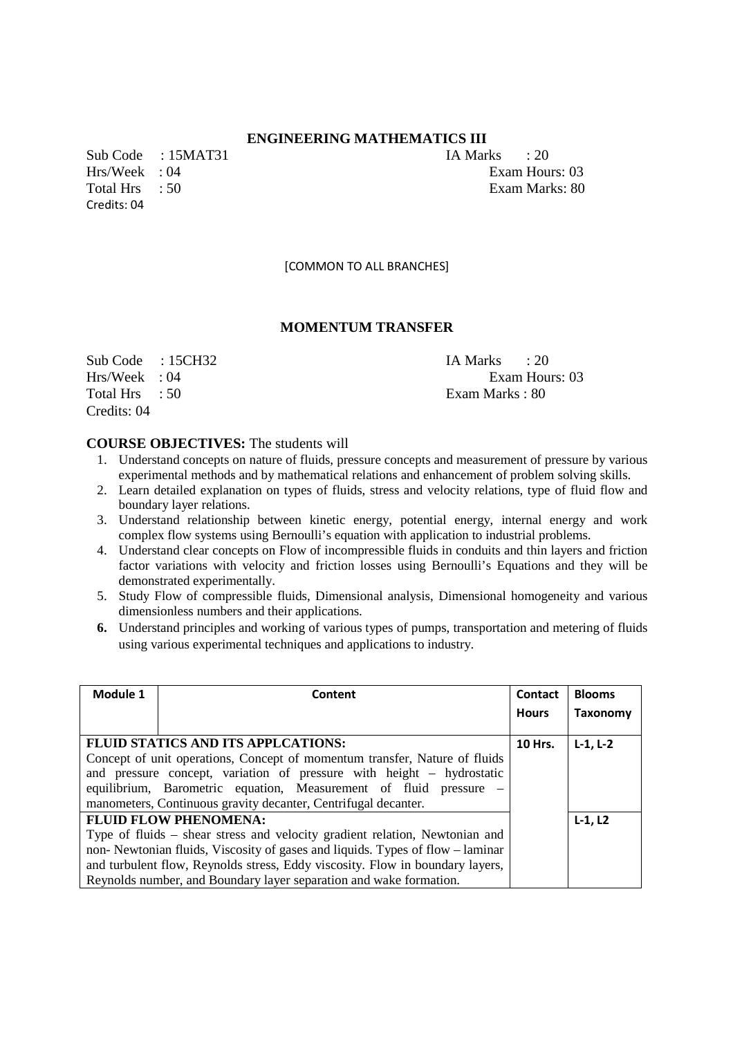## ENGINEERING MATHEMATICS III

Sub Code : 15MAT31 IA Marks : 20
Hrs/Week : 04 Exam Hours: 03
Total Hrs : 50 Exam Marks: 80
Credits: 04

[COMMON TO ALL BRANCHES]

## MOMENTUM TRANSFER

Sub Code : 15CH32 IA Marks : 20
Hrs/Week : 04 Exam Hours: 03
Total Hrs : 50 Exam Marks : 80
Credits: 04

**COURSE OBJECTIVES:** The students will

1. Understand concepts on nature of fluids, pressure concepts and measurement of pressure by various experimental methods and by mathematical relations and enhancement of problem solving skills.
2. Learn detailed explanation on types of fluids, stress and velocity relations, type of fluid flow and boundary layer relations.
3. Understand relationship between kinetic energy, potential energy, internal energy and work complex flow systems using Bernoulli's equation with application to industrial problems.
4. Understand clear concepts on Flow of incompressible fluids in conduits and thin layers and friction factor variations with velocity and friction losses using Bernoulli's Equations and they will be demonstrated experimentally.
5. Study Flow of compressible fluids, Dimensional analysis, Dimensional homogeneity and various dimensionless numbers and their applications.
6. Understand principles and working of various types of pumps, transportation and metering of fluids using various experimental techniques and applications to industry.

| Module 1 | Content | Contact Hours | Blooms Taxonomy |
|---|---|---|---|
| **FLUID STATICS AND ITS APPLCATIONS:** Concept of unit operations, Concept of momentum transfer, Nature of fluids and pressure concept, variation of pressure with height – hydrostatic equilibrium, Barometric equation, Measurement of fluid pressure – manometers, Continuous gravity decanter, Centrifugal decanter. | | 10 Hrs. | L-1, L-2 |
| **FLUID FLOW PHENOMENA:** Type of fluids – shear stress and velocity gradient relation, Newtonian and non- Newtonian fluids, Viscosity of gases and liquids. Types of flow – laminar and turbulent flow, Reynolds stress, Eddy viscosity. Flow in boundary layers, Reynolds number, and Boundary layer separation and wake formation. | | | L-1, L2 |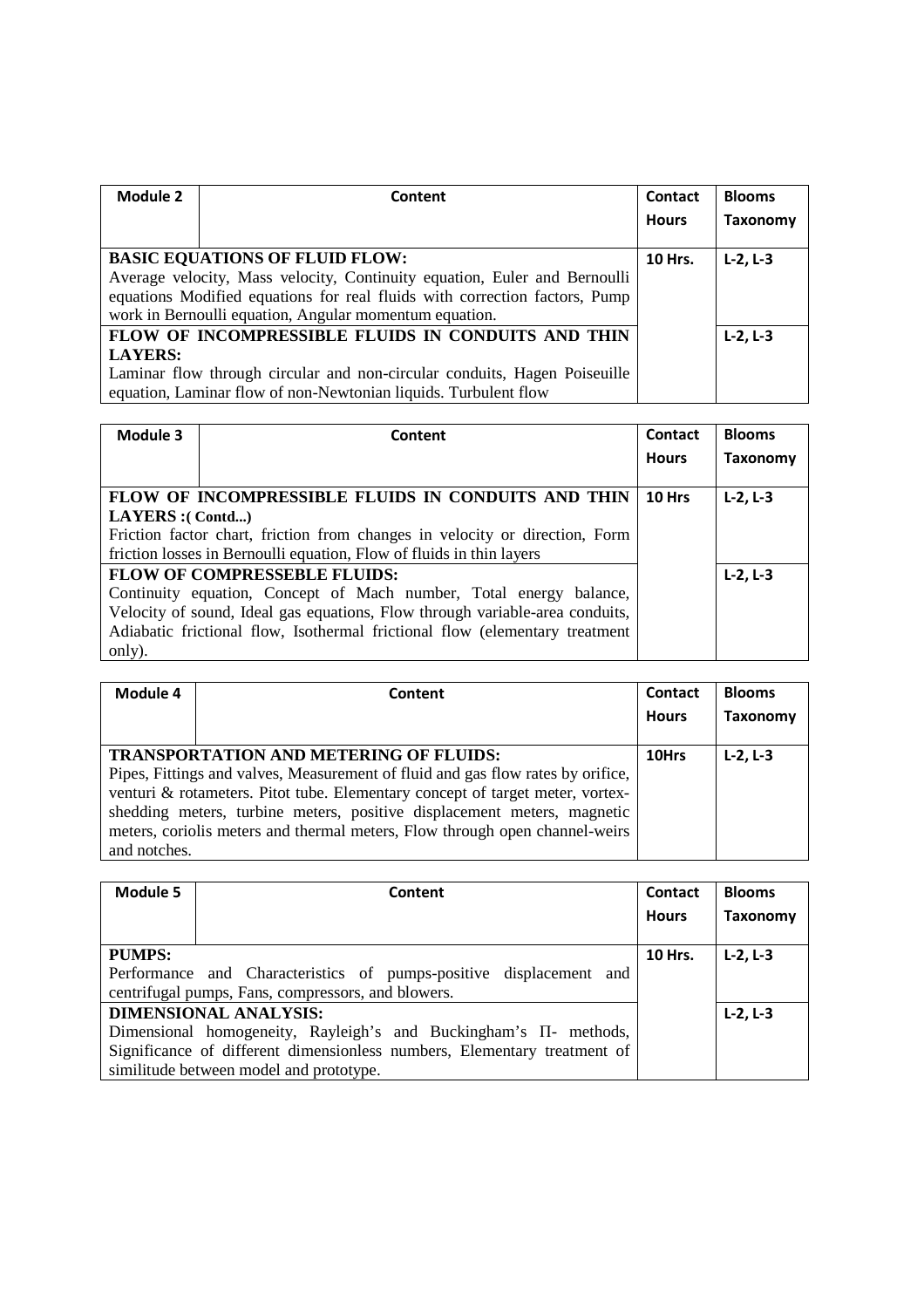| Module 2 | Content | Contact Hours | Blooms Taxonomy |
|---|---|---|---|
| **BASIC EQUATIONS OF FLUID FLOW:**<br>Average velocity, Mass velocity, Continuity equation, Euler and Bernoulli equations Modified equations for real fluids with correction factors, Pump work in Bernoulli equation, Angular momentum equation. | | 10 Hrs. | L-2, L-3 |
| **FLOW OF INCOMPRESSIBLE FLUIDS IN CONDUITS AND THIN LAYERS:**<br>Laminar flow through circular and non-circular conduits, Hagen Poiseuille equation, Laminar flow of non-Newtonian liquids. Turbulent flow | | | L-2, L-3 |

| Module 3 | Content | Contact Hours | Blooms Taxonomy |
|---|---|---|---|
| **FLOW OF INCOMPRESSIBLE FLUIDS IN CONDUITS AND THIN LAYERS :( Contd...)**<br>Friction factor chart, friction from changes in velocity or direction, Form friction losses in Bernoulli equation, Flow of fluids in thin layers | | 10 Hrs | L-2, L-3 |
| **FLOW OF COMPRESSEBLE FLUIDS:**<br>Continuity equation, Concept of Mach number, Total energy balance, Velocity of sound, Ideal gas equations, Flow through variable-area conduits, Adiabatic frictional flow, Isothermal frictional flow (elementary treatment only). | | | L-2, L-3 |

| Module 4 | Content | Contact Hours | Blooms Taxonomy |
|---|---|---|---|
| **TRANSPORTATION AND METERING OF FLUIDS:**<br>Pipes, Fittings and valves, Measurement of fluid and gas flow rates by orifice, venturi & rotameters. Pitot tube. Elementary concept of target meter, vortex-shedding meters, turbine meters, positive displacement meters, magnetic meters, coriolis meters and thermal meters, Flow through open channel-weirs and notches. | | 10Hrs | L-2, L-3 |

| Module 5 | Content | Contact Hours | Blooms Taxonomy |
|---|---|---|---|
| **PUMPS:**<br>Performance and Characteristics of pumps-positive displacement and centrifugal pumps, Fans, compressors, and blowers. | | 10 Hrs. | L-2, L-3 |
| **DIMENSIONAL ANALYSIS:**<br>Dimensional homogeneity, Rayleigh's and Buckingham's Π- methods, Significance of different dimensionless numbers, Elementary treatment of similitude between model and prototype. | | | L-2, L-3 |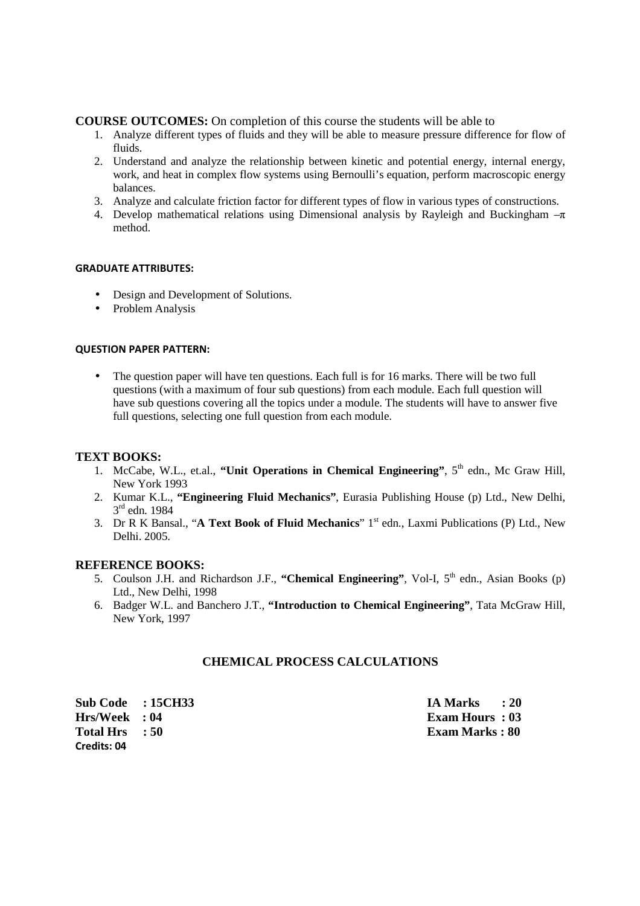**COURSE OUTCOMES:** On completion of this course the students will be able to

1. Analyze different types of fluids and they will be able to measure pressure difference for flow of fluids.
2. Understand and analyze the relationship between kinetic and potential energy, internal energy, work, and heat in complex flow systems using Bernoulli's equation, perform macroscopic energy balances.
3. Analyze and calculate friction factor for different types of flow in various types of constructions.
4. Develop mathematical relations using Dimensional analysis by Rayleigh and Buckingham –π method.

**GRADUATE ATTRIBUTES:**

- Design and Development of Solutions.
- Problem Analysis

**QUESTION PAPER PATTERN:**

- The question paper will have ten questions. Each full is for 16 marks. There will be two full questions (with a maximum of four sub questions) from each module. Each full question will have sub questions covering all the topics under a module. The students will have to answer five full questions, selecting one full question from each module.

**TEXT BOOKS:**

1. McCabe, W.L., et.al., **"Unit Operations in Chemical Engineering"**, 5th edn., Mc Graw Hill, New York 1993
2. Kumar K.L., **"Engineering Fluid Mechanics"**, Eurasia Publishing House (p) Ltd., New Delhi, 3rd edn. 1984
3. Dr R K Bansal., "**A Text Book of Fluid Mechanics**" 1st edn., Laxmi Publications (P) Ltd., New Delhi. 2005.

**REFERENCE BOOKS:**

5. Coulson J.H. and Richardson J.F., **"Chemical Engineering"**, Vol-I, 5th edn., Asian Books (p) Ltd., New Delhi, 1998
6. Badger W.L. and Banchero J.T., **"Introduction to Chemical Engineering"**, Tata McGraw Hill, New York, 1997

## CHEMICAL PROCESS CALCULATIONS

**Sub Code : 15CH33** | **IA Marks : 20**
**Hrs/Week : 04** | **Exam Hours : 03**
**Total Hrs : 50** | **Exam Marks : 80**
**Credits: 04**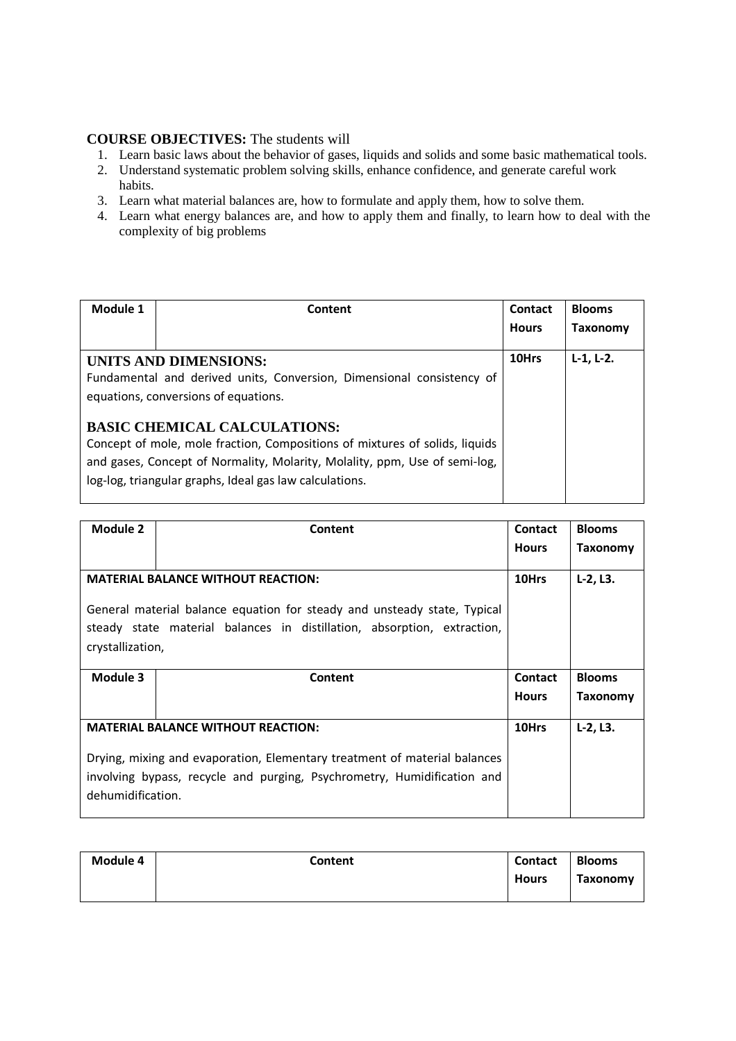**COURSE OBJECTIVES:** The students will

1. Learn basic laws about the behavior of gases, liquids and solids and some basic mathematical tools.
2. Understand systematic problem solving skills, enhance confidence, and generate careful work habits.
3. Learn what material balances are, how to formulate and apply them, how to solve them.
4. Learn what energy balances are, and how to apply them and finally, to learn how to deal with the complexity of big problems

| Module 1 | Content | Contact Hours | Blooms Taxonomy |
|---|---|---|---|
| **UNITS AND DIMENSIONS:** Fundamental and derived units, Conversion, Dimensional consistency of equations, conversions of equations. **BASIC CHEMICAL CALCULATIONS:** Concept of mole, mole fraction, Compositions of mixtures of solids, liquids and gases, Concept of Normality, Molarity, Molality, ppm, Use of semi-log, log-log, triangular graphs, Ideal gas law calculations. | | 10Hrs | L-1, L-2. |

| Module 2 | Content | Contact Hours | Blooms Taxonomy |
|---|---|---|---|
| **MATERIAL BALANCE WITHOUT REACTION:** General material balance equation for steady and unsteady state, Typical steady state material balances in distillation, absorption, extraction, crystallization, | | 10Hrs | L-2, L3. |
| **Module 3** | **Content** | **Contact Hours** | **Blooms Taxonomy** |
| **MATERIAL BALANCE WITHOUT REACTION:** Drying, mixing and evaporation, Elementary treatment of material balances involving bypass, recycle and purging, Psychrometry, Humidification and dehumidification. | | 10Hrs | L-2, L3. |

| Module 4 | Content | Contact Hours | Blooms Taxonomy |
|---|---|---|---|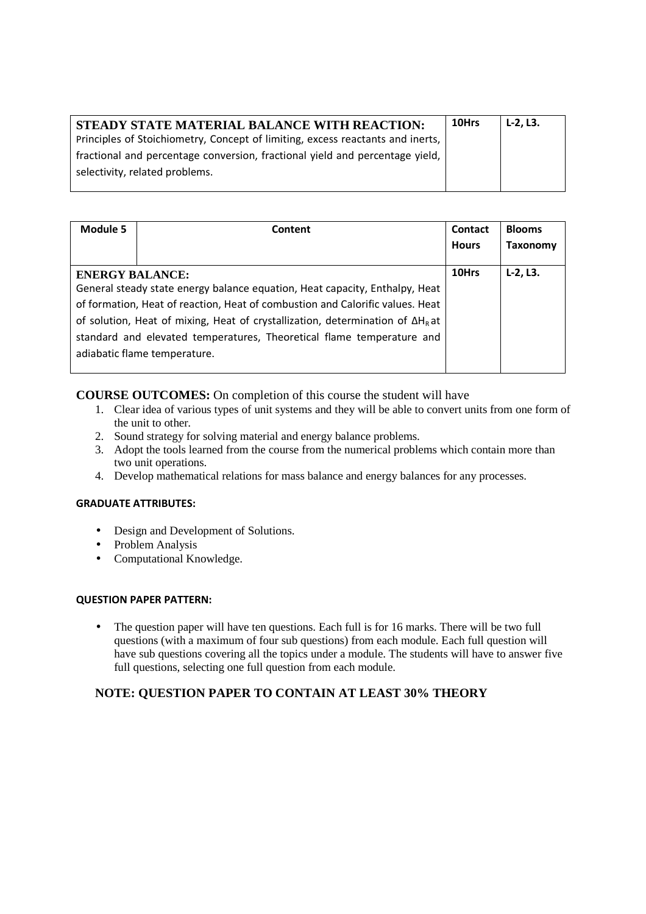| STEADY STATE MATERIAL BALANCE WITH REACTION: Principles of Stoichiometry, Concept of limiting, excess reactants and inerts, fractional and percentage conversion, fractional yield and percentage yield, selectivity, related problems. | 10Hrs | L-2, L3. |
|---|---|---|

| Module 5 | Content | Contact Hours | Blooms Taxonomy |
|---|---|---|---|
| **ENERGY BALANCE:** General steady state energy balance equation, Heat capacity, Enthalpy, Heat of formation, Heat of reaction, Heat of combustion and Calorific values. Heat of solution, Heat of mixing, Heat of crystallization, determination of $\Delta H_R$ at standard and elevated temperatures, Theoretical flame temperature and adiabatic flame temperature. | | 10Hrs | L-2, L3. |

**COURSE OUTCOMES:** On completion of this course the student will have

1. Clear idea of various types of unit systems and they will be able to convert units from one form of the unit to other.
2. Sound strategy for solving material and energy balance problems.
3. Adopt the tools learned from the course from the numerical problems which contain more than two unit operations.
4. Develop mathematical relations for mass balance and energy balances for any processes.

**GRADUATE ATTRIBUTES:**

- Design and Development of Solutions.
- Problem Analysis
- Computational Knowledge.

**QUESTION PAPER PATTERN:**

- The question paper will have ten questions. Each full is for 16 marks. There will be two full questions (with a maximum of four sub questions) from each module. Each full question will have sub questions covering all the topics under a module. The students will have to answer five full questions, selecting one full question from each module.

**NOTE: QUESTION PAPER TO CONTAIN AT LEAST 30% THEORY**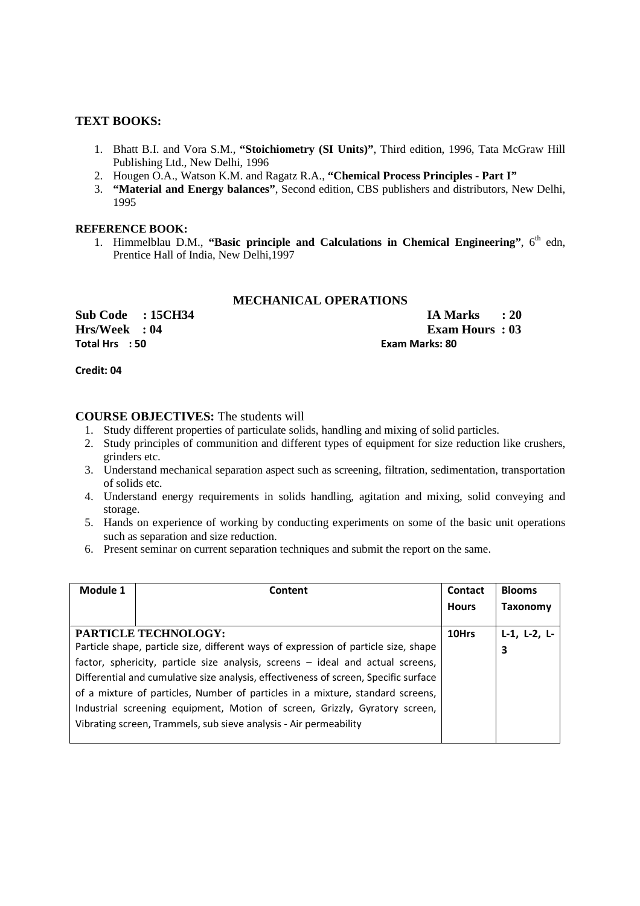**TEXT BOOKS:**

1. Bhatt B.I. and Vora S.M., **"Stoichiometry (SI Units)"**, Third edition, 1996, Tata McGraw Hill Publishing Ltd., New Delhi, 1996
2. Hougen O.A., Watson K.M. and Ragatz R.A., **"Chemical Process Principles - Part I"**
3. **"Material and Energy balances"**, Second edition, CBS publishers and distributors, New Delhi, 1995

**REFERENCE BOOK:**

1. Himmelblau D.M., **"Basic principle and Calculations in Chemical Engineering"**, $6^{th}$ edn, Prentice Hall of India, New Delhi,1997

## MECHANICAL OPERATIONS

**Sub Code : 15CH34** | **IA Marks : 20**

**Hrs/Week : 04** | **Exam Hours : 03**

**Total Hrs : 50** | **Exam Marks: 80**

**Credit: 04**

**COURSE OBJECTIVES:** The students will

1. Study different properties of particulate solids, handling and mixing of solid particles.
2. Study principles of communition and different types of equipment for size reduction like crushers, grinders etc.
3. Understand mechanical separation aspect such as screening, filtration, sedimentation, transportation of solids etc.
4. Understand energy requirements in solids handling, agitation and mixing, solid conveying and storage.
5. Hands on experience of working by conducting experiments on some of the basic unit operations such as separation and size reduction.
6. Present seminar on current separation techniques and submit the report on the same.

| Module 1 | Content | Contact Hours | Blooms Taxonomy |
|---|---|---|---|
| **PARTICLE TECHNOLOGY:** Particle shape, particle size, different ways of expression of particle size, shape factor, sphericity, particle size analysis, screens – ideal and actual screens, Differential and cumulative size analysis, effectiveness of screen, Specific surface of a mixture of particles, Number of particles in a mixture, standard screens, Industrial screening equipment, Motion of screen, Grizzly, Gyratory screen, Vibrating screen, Trammels, sub sieve analysis - Air permeability | | 10Hrs | L-1, L-2, L-3 |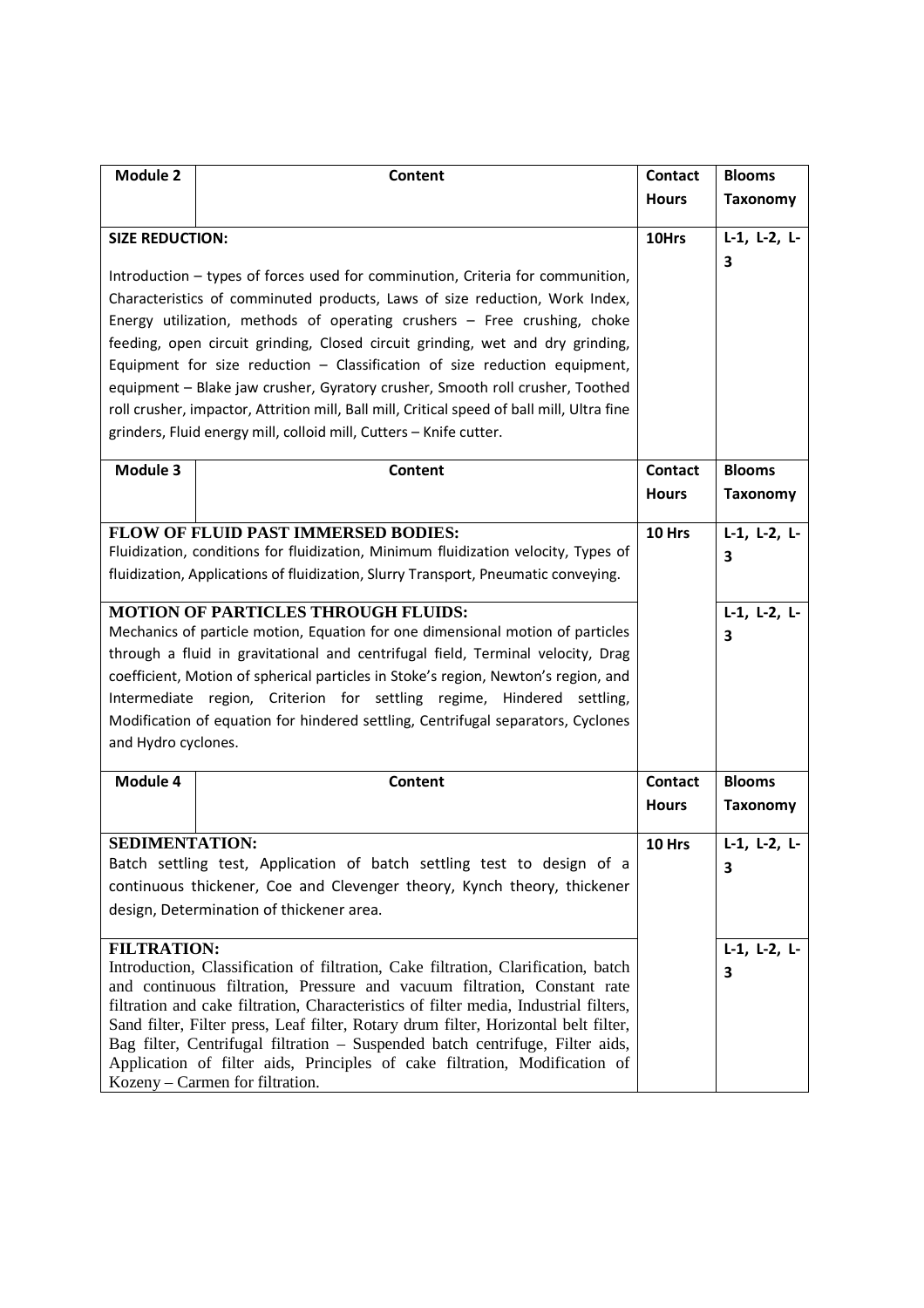| Module 2 | Content | Contact Hours | Blooms Taxonomy |
|---|---|---|---|
| **SIZE REDUCTION:** Introduction – types of forces used for comminution, Criteria for communition, Characteristics of comminuted products, Laws of size reduction, Work Index, Energy utilization, methods of operating crushers – Free crushing, choke feeding, open circuit grinding, Closed circuit grinding, wet and dry grinding, Equipment for size reduction – Classification of size reduction equipment, equipment – Blake jaw crusher, Gyratory crusher, Smooth roll crusher, Toothed roll crusher, impactor, Attrition mill, Ball mill, Critical speed of ball mill, Ultra fine grinders, Fluid energy mill, colloid mill, Cutters – Knife cutter. | | 10Hrs | L-1, L-2, L-3 |

| Module 3 | Content | Contact Hours | Blooms Taxonomy |
|---|---|---|---|
| **FLOW OF FLUID PAST IMMERSED BODIES:** Fluidization, conditions for fluidization, Minimum fluidization velocity, Types of fluidization, Applications of fluidization, Slurry Transport, Pneumatic conveying. | | 10 Hrs | L-1, L-2, L-3 |
| **MOTION OF PARTICLES THROUGH FLUIDS:** Mechanics of particle motion, Equation for one dimensional motion of particles through a fluid in gravitational and centrifugal field, Terminal velocity, Drag coefficient, Motion of spherical particles in Stoke's region, Newton's region, and Intermediate region, Criterion for settling regime, Hindered settling, Modification of equation for hindered settling, Centrifugal separators, Cyclones and Hydro cyclones. | | | L-1, L-2, L-3 |

| Module 4 | Content | Contact Hours | Blooms Taxonomy |
|---|---|---|---|
| **SEDIMENTATION:** Batch settling test, Application of batch settling test to design of a continuous thickener, Coe and Clevenger theory, Kynch theory, thickener design, Determination of thickener area. | | 10 Hrs | L-1, L-2, L-3 |
| **FILTRATION:** Introduction, Classification of filtration, Cake filtration, Clarification, batch and continuous filtration, Pressure and vacuum filtration, Constant rate filtration and cake filtration, Characteristics of filter media, Industrial filters, Sand filter, Filter press, Leaf filter, Rotary drum filter, Horizontal belt filter, Bag filter, Centrifugal filtration – Suspended batch centrifuge, Filter aids, Application of filter aids, Principles of cake filtration, Modification of Kozeny – Carmen for filtration. | | | L-1, L-2, L-3 |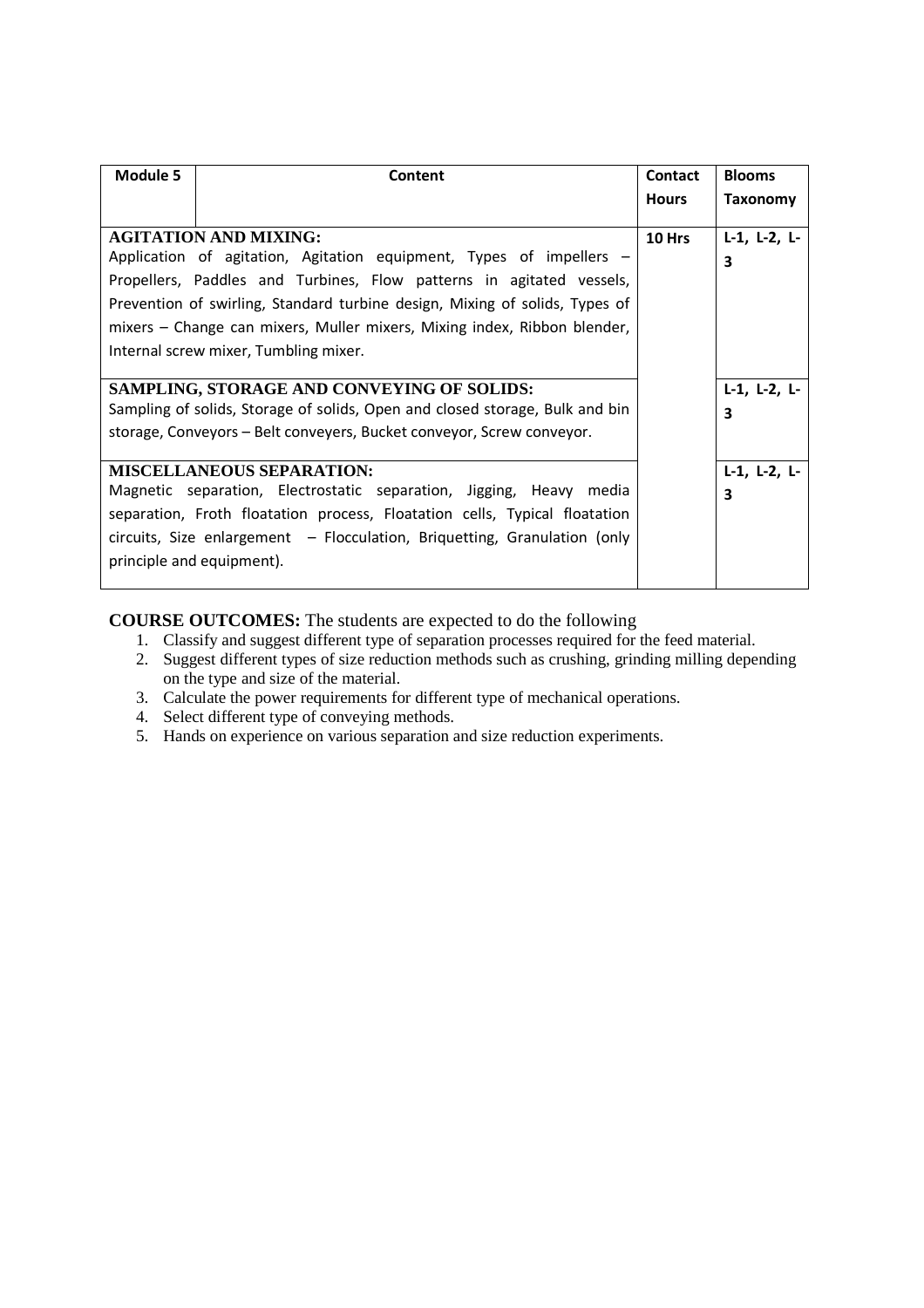| Module 5 | Content | Contact Hours | Blooms Taxonomy |
|---|---|---|---|
| | **AGITATION AND MIXING:** Application of agitation, Agitation equipment, Types of impellers – Propellers, Paddles and Turbines, Flow patterns in agitated vessels, Prevention of swirling, Standard turbine design, Mixing of solids, Types of mixers – Change can mixers, Muller mixers, Mixing index, Ribbon blender, Internal screw mixer, Tumbling mixer. | 10 Hrs | L-1, L-2, L-3 |
| | **SAMPLING, STORAGE AND CONVEYING OF SOLIDS:** Sampling of solids, Storage of solids, Open and closed storage, Bulk and bin storage, Conveyors – Belt conveyers, Bucket conveyor, Screw conveyor. | | L-1, L-2, L-3 |
| | **MISCELLANEOUS SEPARATION:** Magnetic separation, Electrostatic separation, Jigging, Heavy media separation, Froth floatation process, Floatation cells, Typical floatation circuits, Size enlargement – Flocculation, Briquetting, Granulation (only principle and equipment). | | L-1, L-2, L-3 |

**COURSE OUTCOMES:** The students are expected to do the following

1. Classify and suggest different type of separation processes required for the feed material.
2. Suggest different types of size reduction methods such as crushing, grinding milling depending on the type and size of the material.
3. Calculate the power requirements for different type of mechanical operations.
4. Select different type of conveying methods.
5. Hands on experience on various separation and size reduction experiments.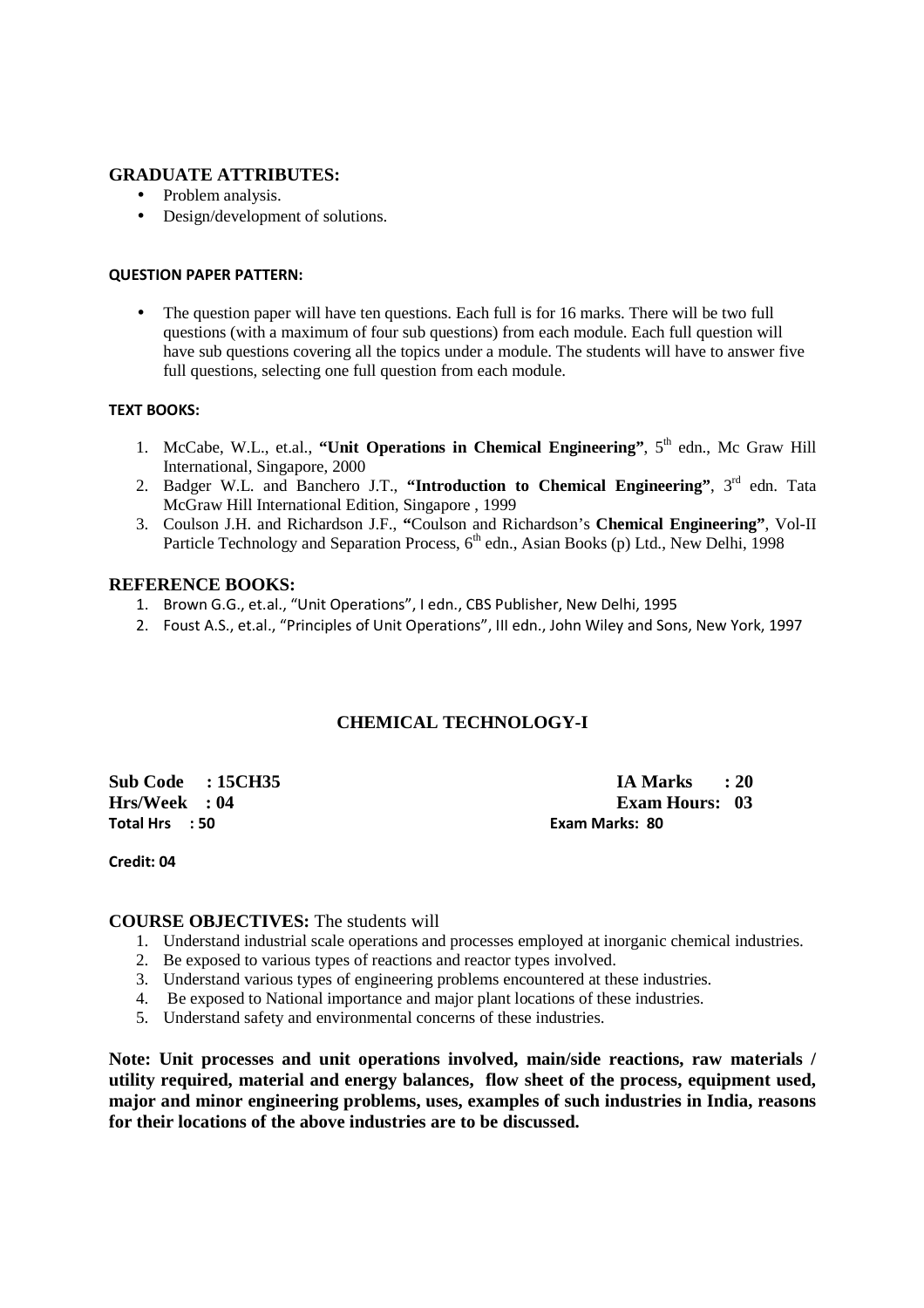**GRADUATE ATTRIBUTES:**

- Problem analysis.
- Design/development of solutions.

**QUESTION PAPER PATTERN:**

- The question paper will have ten questions. Each full is for 16 marks. There will be two full questions (with a maximum of four sub questions) from each module. Each full question will have sub questions covering all the topics under a module. The students will have to answer five full questions, selecting one full question from each module.

**TEXT BOOKS:**

1. McCabe, W.L., et.al., **"Unit Operations in Chemical Engineering"**, 5th edn., Mc Graw Hill International, Singapore, 2000
2. Badger W.L. and Banchero J.T., **"Introduction to Chemical Engineering"**, 3rd edn. Tata McGraw Hill International Edition, Singapore , 1999
3. Coulson J.H. and Richardson J.F., **"**Coulson and Richardson's **Chemical Engineering"**, Vol-II Particle Technology and Separation Process, 6th edn., Asian Books (p) Ltd., New Delhi, 1998

**REFERENCE BOOKS:**

1. Brown G.G., et.al., "Unit Operations", I edn., CBS Publisher, New Delhi, 1995
2. Foust A.S., et.al., "Principles of Unit Operations", III edn., John Wiley and Sons, New York, 1997

## CHEMICAL TECHNOLOGY-I

| | |
|---|---|
| **Sub Code : 15CH35** | **IA Marks : 20** |
| **Hrs/Week : 04** | **Exam Hours: 03** |
| **Total Hrs : 50** | **Exam Marks: 80** |

**Credit: 04**

**COURSE OBJECTIVES:** The students will

1. Understand industrial scale operations and processes employed at inorganic chemical industries.
2. Be exposed to various types of reactions and reactor types involved.
3. Understand various types of engineering problems encountered at these industries.
4. Be exposed to National importance and major plant locations of these industries.
5. Understand safety and environmental concerns of these industries.

**Note: Unit processes and unit operations involved, main/side reactions, raw materials / utility required, material and energy balances, flow sheet of the process, equipment used, major and minor engineering problems, uses, examples of such industries in India, reasons for their locations of the above industries are to be discussed.**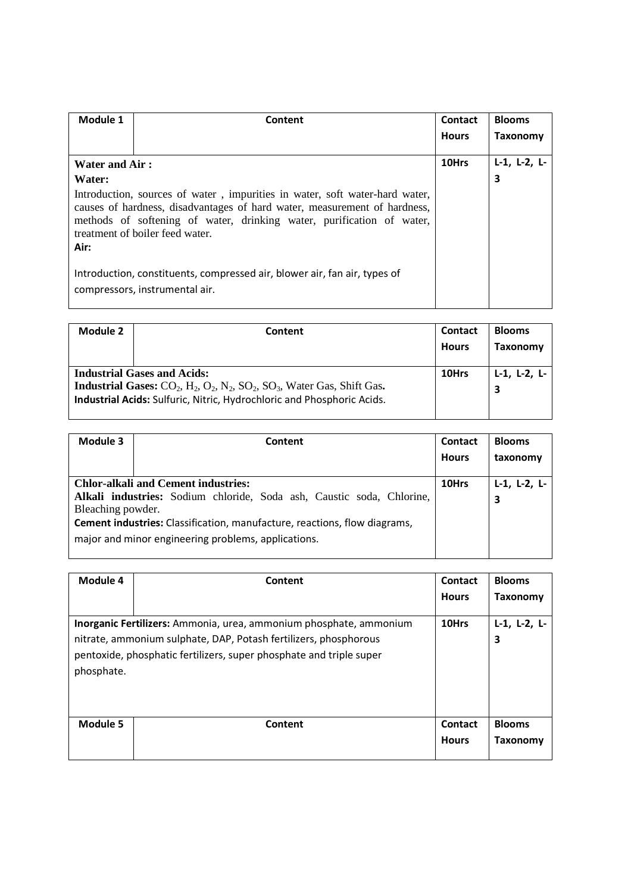| Module 1 | Content | Contact Hours | Blooms Taxonomy |
|---|---|---|---|
| **Water and Air :**<br>**Water:**<br>Introduction, sources of water , impurities in water, soft water-hard water, causes of hardness, disadvantages of hard water, measurement of hardness, methods of softening of water, drinking water, purification of water, treatment of boiler feed water.<br>**Air:**<br>Introduction, constituents, compressed air, blower air, fan air, types of compressors, instrumental air. | | 10Hrs | L-1, L-2, L-3 |

| Module 2 | Content | Contact Hours | Blooms Taxonomy |
|---|---|---|---|
| **Industrial Gases and Acids:**<br>**Industrial Gases:** $CO_2$, $H_2$, $O_2$, $N_2$, $SO_2$, $SO_3$, Water Gas, Shift Gas.<br>**Industrial Acids:** Sulfuric, Nitric, Hydrochloric and Phosphoric Acids. | | 10Hrs | L-1, L-2, L-3 |

| Module 3 | Content | Contact Hours | Blooms taxonomy |
|---|---|---|---|
| **Chlor-alkali and Cement industries:**<br>**Alkali industries:** Sodium chloride, Soda ash, Caustic soda, Chlorine, Bleaching powder.<br>**Cement industries:** Classification, manufacture, reactions, flow diagrams, major and minor engineering problems, applications. | | 10Hrs | L-1, L-2, L-3 |

| Module 4 | Content | Contact Hours | Blooms Taxonomy |
|---|---|---|---|
| **Inorganic Fertilizers:** Ammonia, urea, ammonium phosphate, ammonium nitrate, ammonium sulphate, DAP, Potash fertilizers, phosphorous pentoxide, phosphatic fertilizers, super phosphate and triple super phosphate. | | 10Hrs | L-1, L-2, L-3 |
| **Module 5** | **Content** | **Contact Hours** | **Blooms Taxonomy** |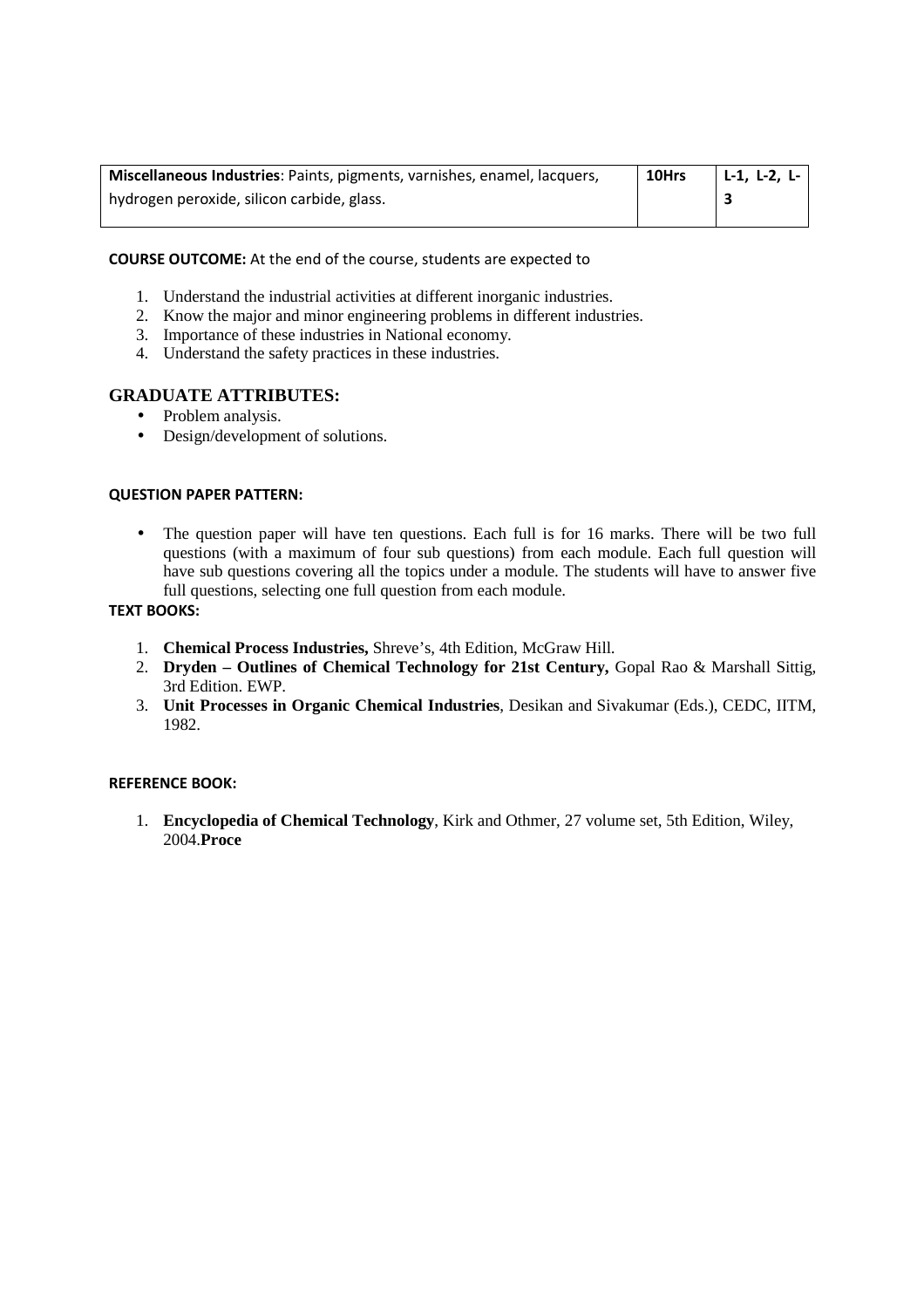| **Miscellaneous Industries**: Paints, pigments, varnishes, enamel, lacquers, hydrogen peroxide, silicon carbide, glass. | **10Hrs** | **L-1, L-2, L-3** |
|---|---|---|

**COURSE OUTCOME:** At the end of the course, students are expected to

1. Understand the industrial activities at different inorganic industries.
2. Know the major and minor engineering problems in different industries.
3. Importance of these industries in National economy.
4. Understand the safety practices in these industries.

## GRADUATE ATTRIBUTES:

- Problem analysis.
- Design/development of solutions.

**QUESTION PAPER PATTERN:**

- The question paper will have ten questions. Each full is for 16 marks. There will be two full questions (with a maximum of four sub questions) from each module. Each full question will have sub questions covering all the topics under a module. The students will have to answer five full questions, selecting one full question from each module.

**TEXT BOOKS:**

1. **Chemical Process Industries,** Shreve's, 4th Edition, McGraw Hill.
2. **Dryden – Outlines of Chemical Technology for 21st Century,** Gopal Rao & Marshall Sittig, 3rd Edition. EWP.
3. **Unit Processes in Organic Chemical Industries**, Desikan and Sivakumar (Eds.), CEDC, IITM, 1982.

**REFERENCE BOOK:**

1. **Encyclopedia of Chemical Technology**, Kirk and Othmer, 27 volume set, 5th Edition, Wiley, 2004.**Proce**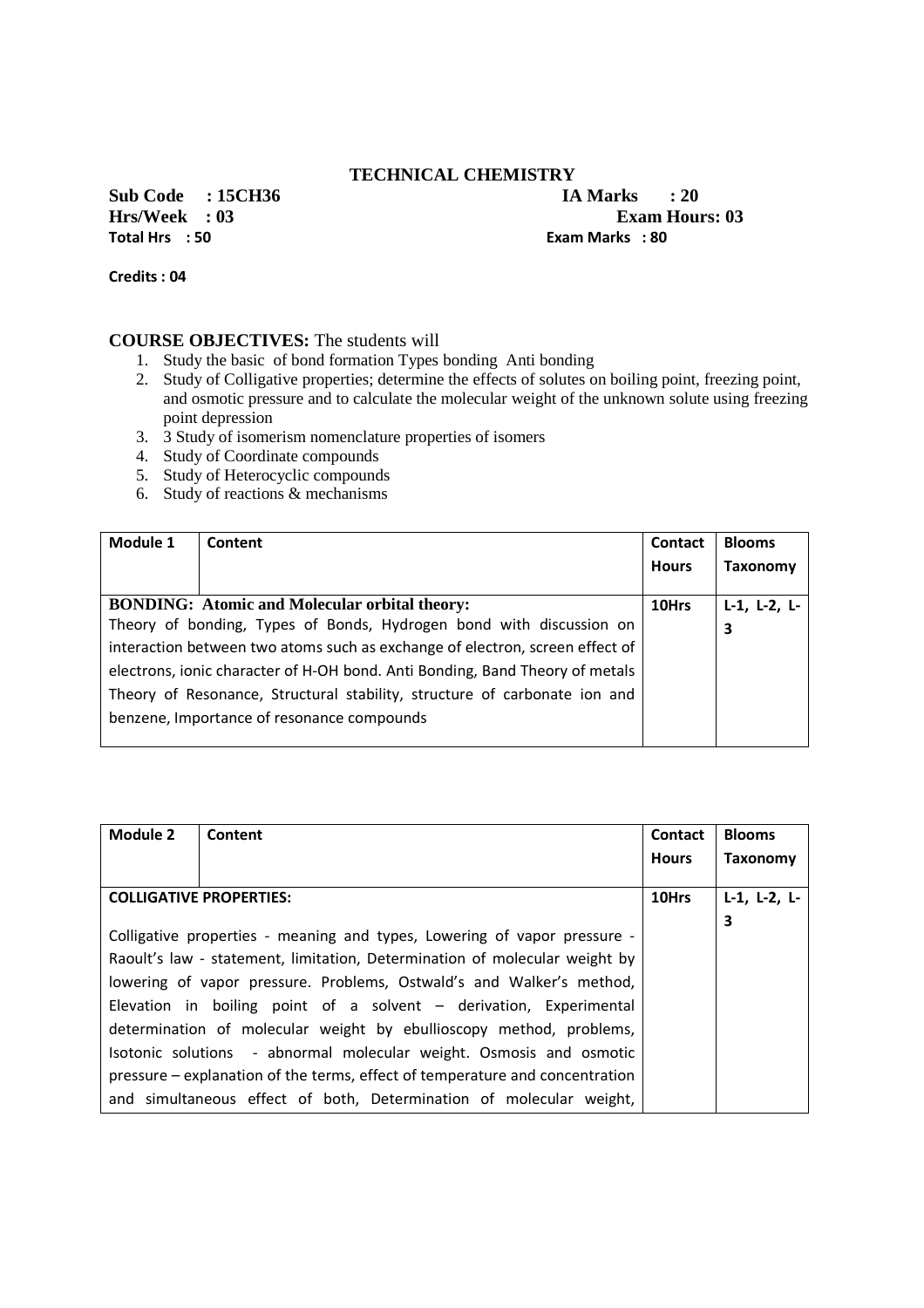# TECHNICAL CHEMISTRY

**Sub Code : 15CH36** **IA Marks : 20**

**Hrs/Week : 03** **Exam Hours: 03**

**Total Hrs : 50** **Exam Marks : 80**

**Credits : 04**

**COURSE OBJECTIVES:** The students will

1. Study the basic of bond formation Types bonding Anti bonding
2. Study of Colligative properties; determine the effects of solutes on boiling point, freezing point, and osmotic pressure and to calculate the molecular weight of the unknown solute using freezing point depression
3. 3 Study of isomerism nomenclature properties of isomers
4. Study of Coordinate compounds
5. Study of Heterocyclic compounds
6. Study of reactions & mechanisms

| Module 1 | Content | Contact Hours | Blooms Taxonomy |
|---|---|---|---|
| **BONDING: Atomic and Molecular orbital theory:** Theory of bonding, Types of Bonds, Hydrogen bond with discussion on interaction between two atoms such as exchange of electron, screen effect of electrons, ionic character of H-OH bond. Anti Bonding, Band Theory of metals Theory of Resonance, Structural stability, structure of carbonate ion and benzene, Importance of resonance compounds | | 10Hrs | L-1, L-2, L-3 |

| Module 2 | Content | Contact Hours | Blooms Taxonomy |
|---|---|---|---|
| **COLLIGATIVE PROPERTIES:** Colligative properties - meaning and types, Lowering of vapor pressure - Raoult's law - statement, limitation, Determination of molecular weight by lowering of vapor pressure. Problems, Ostwald's and Walker's method, Elevation in boiling point of a solvent – derivation, Experimental determination of molecular weight by ebullioscopy method, problems, Isotonic solutions - abnormal molecular weight. Osmosis and osmotic pressure – explanation of the terms, effect of temperature and concentration and simultaneous effect of both, Determination of molecular weight, | | 10Hrs | L-1, L-2, L-3 |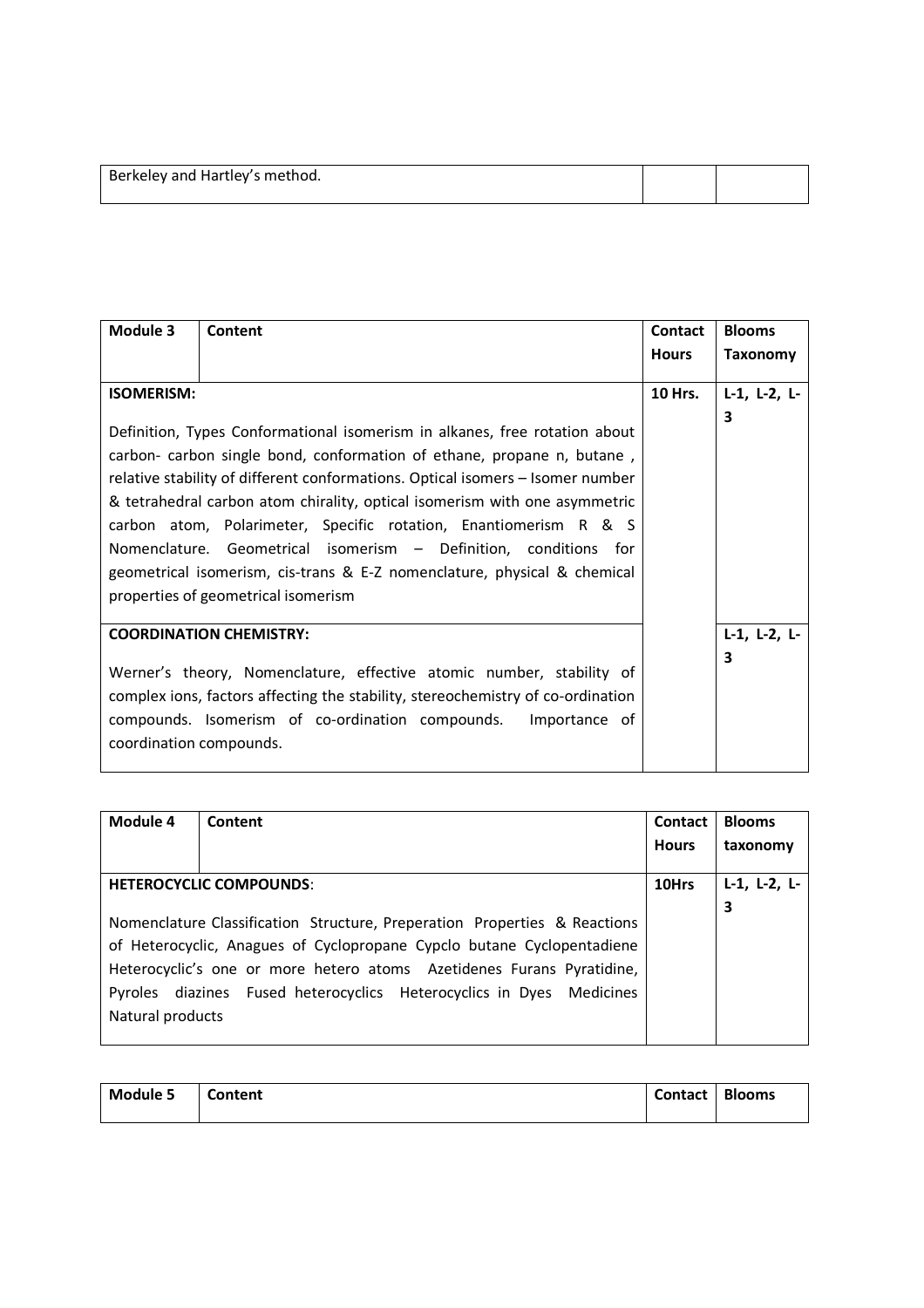| Berkeley and Hartley's method. | | |
|---|---|---|

| Module 3 | Content | Contact Hours | Blooms Taxonomy |
|---|---|---|---|
| **ISOMERISM:**<br><br>Definition, Types Conformational isomerism in alkanes, free rotation about carbon- carbon single bond, conformation of ethane, propane n, butane , relative stability of different conformations. Optical isomers – Isomer number & tetrahedral carbon atom chirality, optical isomerism with one asymmetric carbon atom, Polarimeter, Specific rotation, Enantiomerism R & S Nomenclature. Geometrical isomerism – Definition, conditions for geometrical isomerism, cis-trans & E-Z nomenclature, physical & chemical properties of geometrical isomerism | | 10 Hrs. | L-1, L-2, L-3 |
| **COORDINATION CHEMISTRY:**<br><br>Werner's theory, Nomenclature, effective atomic number, stability of complex ions, factors affecting the stability, stereochemistry of co-ordination compounds. Isomerism of co-ordination compounds. Importance of coordination compounds. | | | L-1, L-2, L-3 |

| Module 4 | Content | Contact Hours | Blooms taxonomy |
|---|---|---|---|
| **HETEROCYCLIC COMPOUNDS**:<br><br>Nomenclature Classification Structure, Preperation Properties & Reactions of Heterocyclic, Anagues of Cyclopropane Cypclo butane Cyclopentadiene Heterocyclic's one or more hetero atoms Azetidenes Furans Pyratidine, Pyroles diazines Fused heterocyclics Heterocyclics in Dyes Medicines Natural products | | 10Hrs | L-1, L-2, L-3 |

| Module 5 | Content | Contact | Blooms |
|---|---|---|---|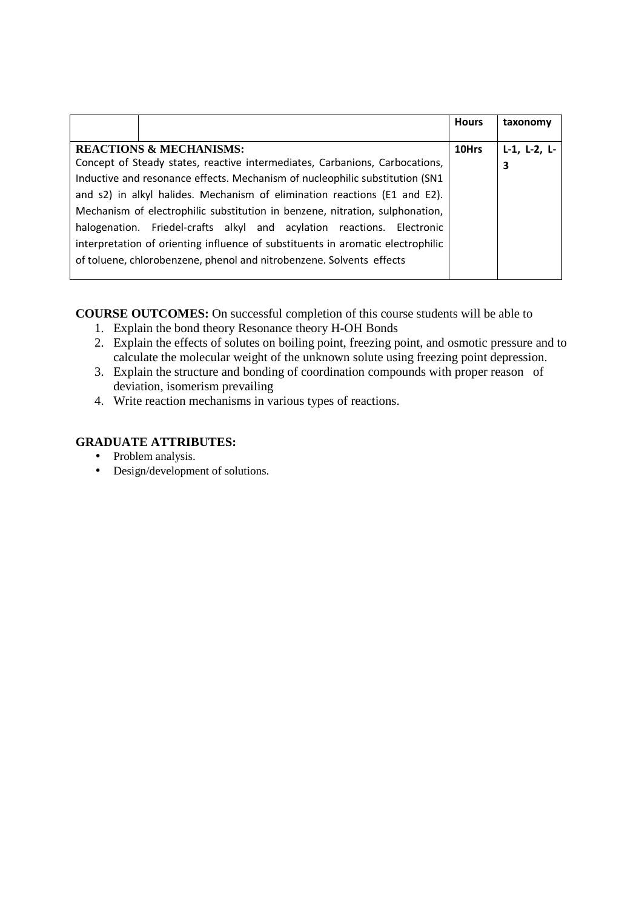| | | Hours | taxonomy |
|---|---|---|---|
| **REACTIONS & MECHANISMS:** Concept of Steady states, reactive intermediates, Carbanions, Carbocations, Inductive and resonance effects. Mechanism of nucleophilic substitution (SN1 and s2) in alkyl halides. Mechanism of elimination reactions (E1 and E2). Mechanism of electrophilic substitution in benzene, nitration, sulphonation, halogenation. Friedel-crafts alkyl and acylation reactions. Electronic interpretation of orienting influence of substituents in aromatic electrophilic of toluene, chlorobenzene, phenol and nitrobenzene. Solvents effects | | **10Hrs** | **L-1, L-2, L-3** |

**COURSE OUTCOMES:** On successful completion of this course students will be able to

1. Explain the bond theory Resonance theory H-OH Bonds
2. Explain the effects of solutes on boiling point, freezing point, and osmotic pressure and to calculate the molecular weight of the unknown solute using freezing point depression.
3. Explain the structure and bonding of coordination compounds with proper reason of deviation, isomerism prevailing
4. Write reaction mechanisms in various types of reactions.

**GRADUATE ATTRIBUTES:**

- Problem analysis.
- Design/development of solutions.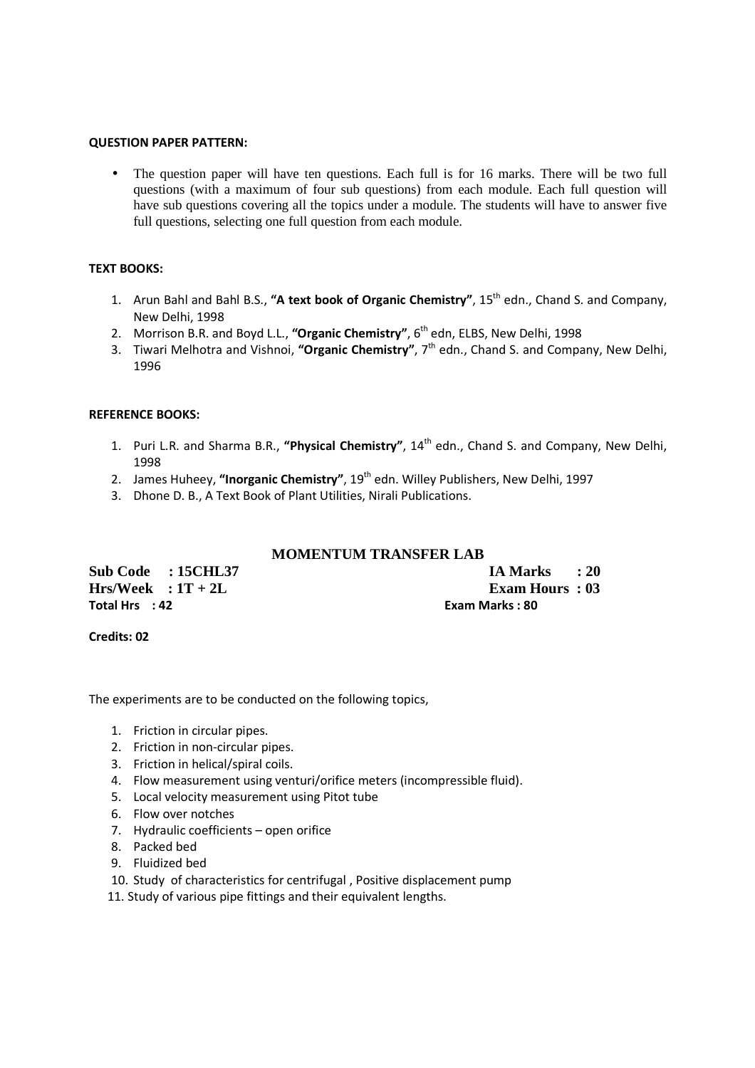**QUESTION PAPER PATTERN:**

- The question paper will have ten questions. Each full is for 16 marks. There will be two full questions (with a maximum of four sub questions) from each module. Each full question will have sub questions covering all the topics under a module. The students will have to answer five full questions, selecting one full question from each module.

**TEXT BOOKS:**

1. Arun Bahl and Bahl B.S., **"A text book of Organic Chemistry"**, 15th edn., Chand S. and Company, New Delhi, 1998
2. Morrison B.R. and Boyd L.L., **"Organic Chemistry"**, 6th edn, ELBS, New Delhi, 1998
3. Tiwari Melhotra and Vishnoi, **"Organic Chemistry"**, 7th edn., Chand S. and Company, New Delhi, 1996

**REFERENCE BOOKS:**

1. Puri L.R. and Sharma B.R., **"Physical Chemistry"**, 14th edn., Chand S. and Company, New Delhi, 1998
2. James Huheey, **"Inorganic Chemistry"**, 19th edn. Willey Publishers, New Delhi, 1997
3. Dhone D. B., A Text Book of Plant Utilities, Nirali Publications.

## MOMENTUM TRANSFER LAB

**Sub Code : 15CHL37** **IA Marks : 20**
**Hrs/Week : 1T + 2L** **Exam Hours : 03**
**Total Hrs : 42** **Exam Marks : 80**

**Credits: 02**

The experiments are to be conducted on the following topics,

1. Friction in circular pipes.
2. Friction in non-circular pipes.
3. Friction in helical/spiral coils.
4. Flow measurement using venturi/orifice meters (incompressible fluid).
5. Local velocity measurement using Pitot tube
6. Flow over notches
7. Hydraulic coefficients – open orifice
8. Packed bed
9. Fluidized bed
10. Study of characteristics for centrifugal , Positive displacement pump
11. Study of various pipe fittings and their equivalent lengths.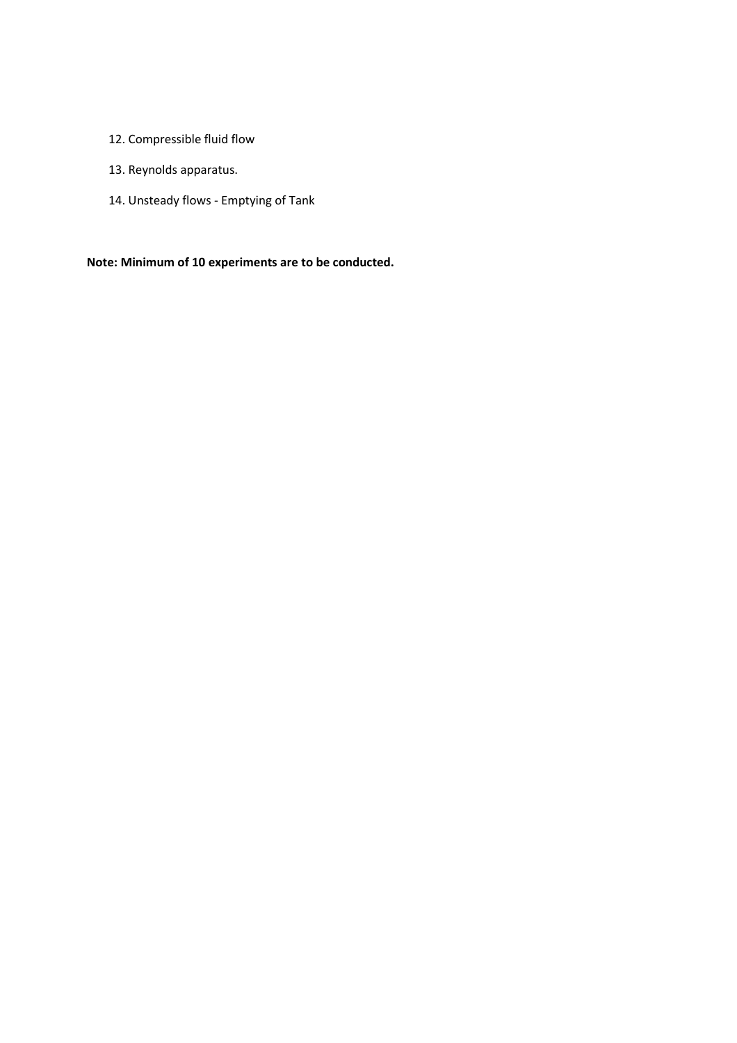12. Compressible fluid flow

13. Reynolds apparatus.

14. Unsteady flows - Emptying of Tank

**Note: Minimum of 10 experiments are to be conducted.**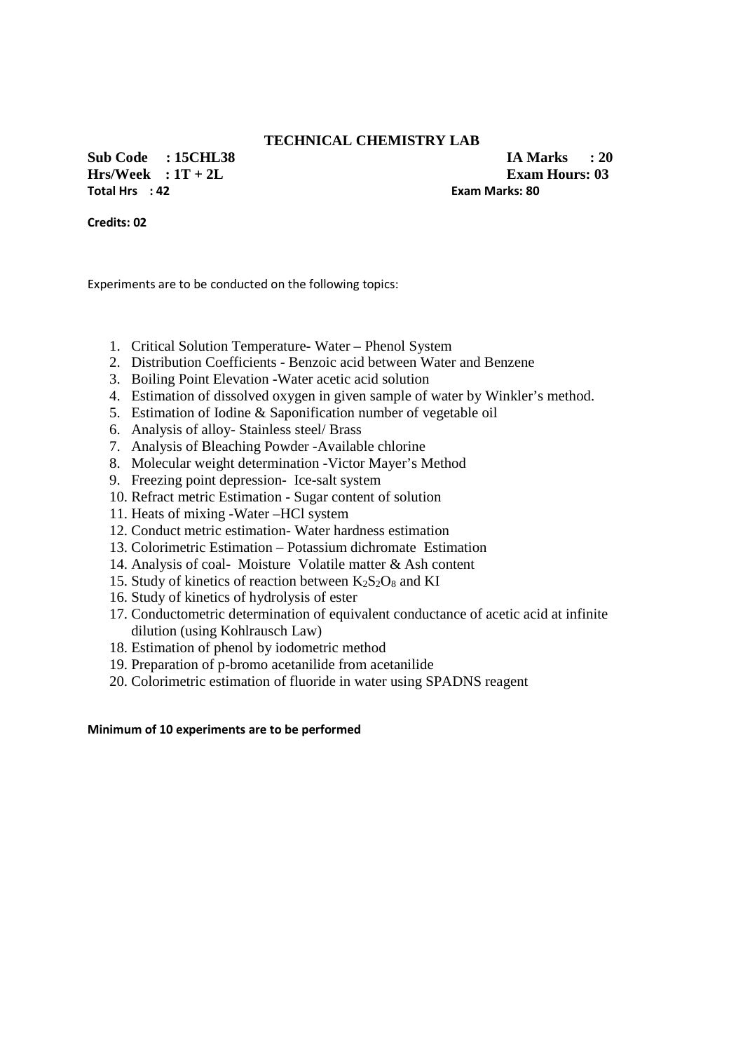# TECHNICAL CHEMISTRY LAB

**Sub Code : 15CHL38** **IA Marks : 20**
**Hrs/Week : 1T + 2L** **Exam Hours: 03**
**Total Hrs : 42** **Exam Marks: 80**

**Credits: 02**

Experiments are to be conducted on the following topics:

1. Critical Solution Temperature- Water – Phenol System
2. Distribution Coefficients - Benzoic acid between Water and Benzene
3. Boiling Point Elevation -Water acetic acid solution
4. Estimation of dissolved oxygen in given sample of water by Winkler's method.
5. Estimation of Iodine & Saponification number of vegetable oil
6. Analysis of alloy- Stainless steel/ Brass
7. Analysis of Bleaching Powder -Available chlorine
8. Molecular weight determination -Victor Mayer's Method
9. Freezing point depression- Ice-salt system
10. Refract metric Estimation - Sugar content of solution
11. Heats of mixing -Water –HCl system
12. Conduct metric estimation- Water hardness estimation
13. Colorimetric Estimation – Potassium dichromate Estimation
14. Analysis of coal- Moisture Volatile matter & Ash content
15. Study of kinetics of reaction between $K_2S_2O_8$ and KI
16. Study of kinetics of hydrolysis of ester
17. Conductometric determination of equivalent conductance of acetic acid at infinite dilution (using Kohlrausch Law)
18. Estimation of phenol by iodometric method
19. Preparation of p-bromo acetanilide from acetanilide
20. Colorimetric estimation of fluoride in water using SPADNS reagent

**Minimum of 10 experiments are to be performed**